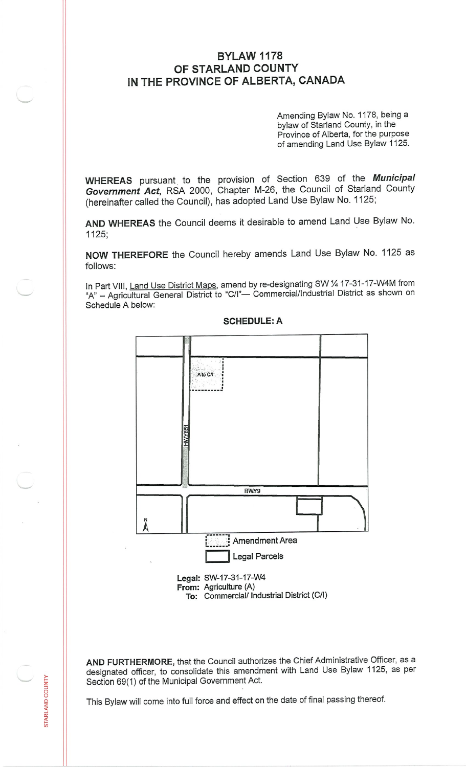# BYLAW 1178
# OF STARLAND COUNTY
# IN THE PROVINCE OF ALBERTA, CANADA

Amending Bylaw No. 1178, being a bylaw of Starland County, in the Province of Alberta, for the purpose of amending Land Use Bylaw 1125.

**WHEREAS** pursuant to the provision of Section 639 of the ***Municipal Government Act***, RSA 2000, Chapter M-26, the Council of Starland County (hereinafter called the Council), has adopted Land Use Bylaw No. 1125;

**AND WHEREAS** the Council deems it desirable to amend Land Use Bylaw No. 1125;

**NOW THEREFORE** the Council hereby amends Land Use Bylaw No. 1125 as follows:

In Part VIII, Land Use District Maps, amend by re-designating SW ¼ 17-31-17-W4M from "A" – Agricultural General District to "C/I"— Commercial/Industrial District as shown on Schedule A below:

**SCHEDULE: A**

A to C/I

HWY851

HWY9

N

Amendment Area

Legal Parcels

**Legal:** SW-17-31-17-W4
**From:** Agriculture (A)
**To:** Commercial/ Industrial District (C/I)

**AND FURTHERMORE,** that the Council authorizes the Chief Administrative Officer, as a designated officer, to consolidate this amendment with Land Use Bylaw 1125, as per Section 69(1) of the Municipal Government Act.

This Bylaw will come into full force and effect on the date of final passing thereof.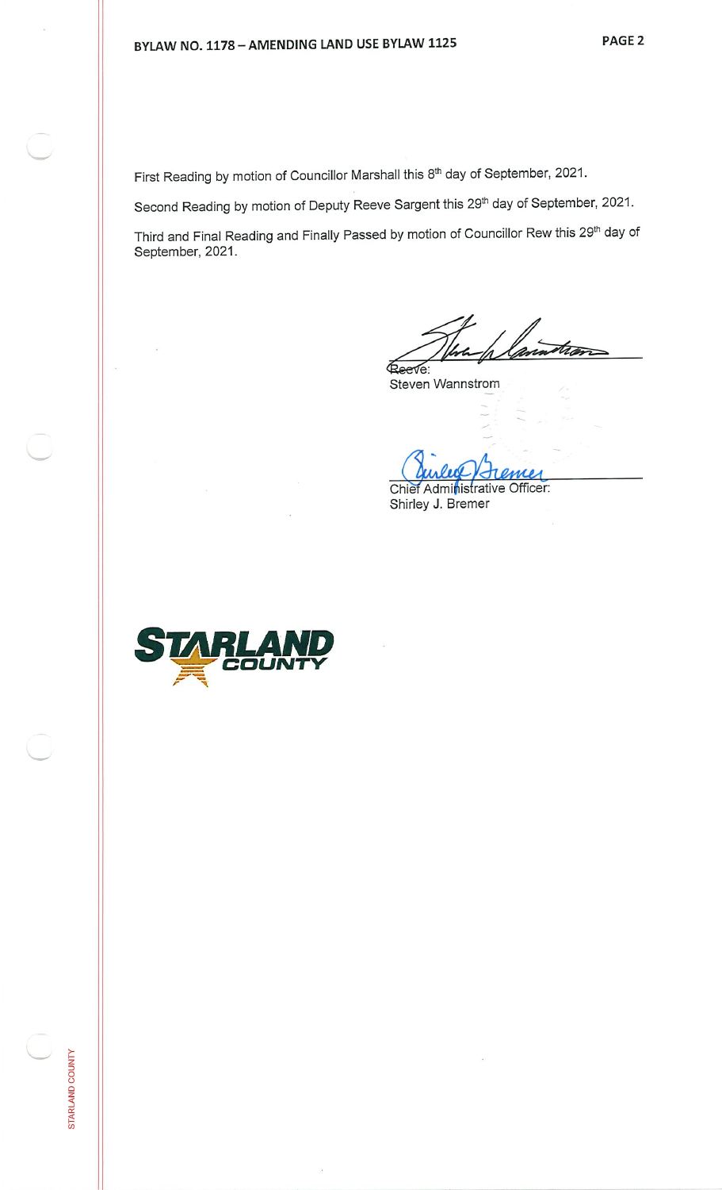First Reading by motion of Councillor Marshall this 8th day of September, 2021.

Second Reading by motion of Deputy Reeve Sargent this 29th day of September, 2021.

Third and Final Reading and Finally Passed by motion of Councillor Rew this 29th day of September, 2021.

Reeve:
Steven Wannstrom

Chief Administrative Officer:
Shirley J. Bremer